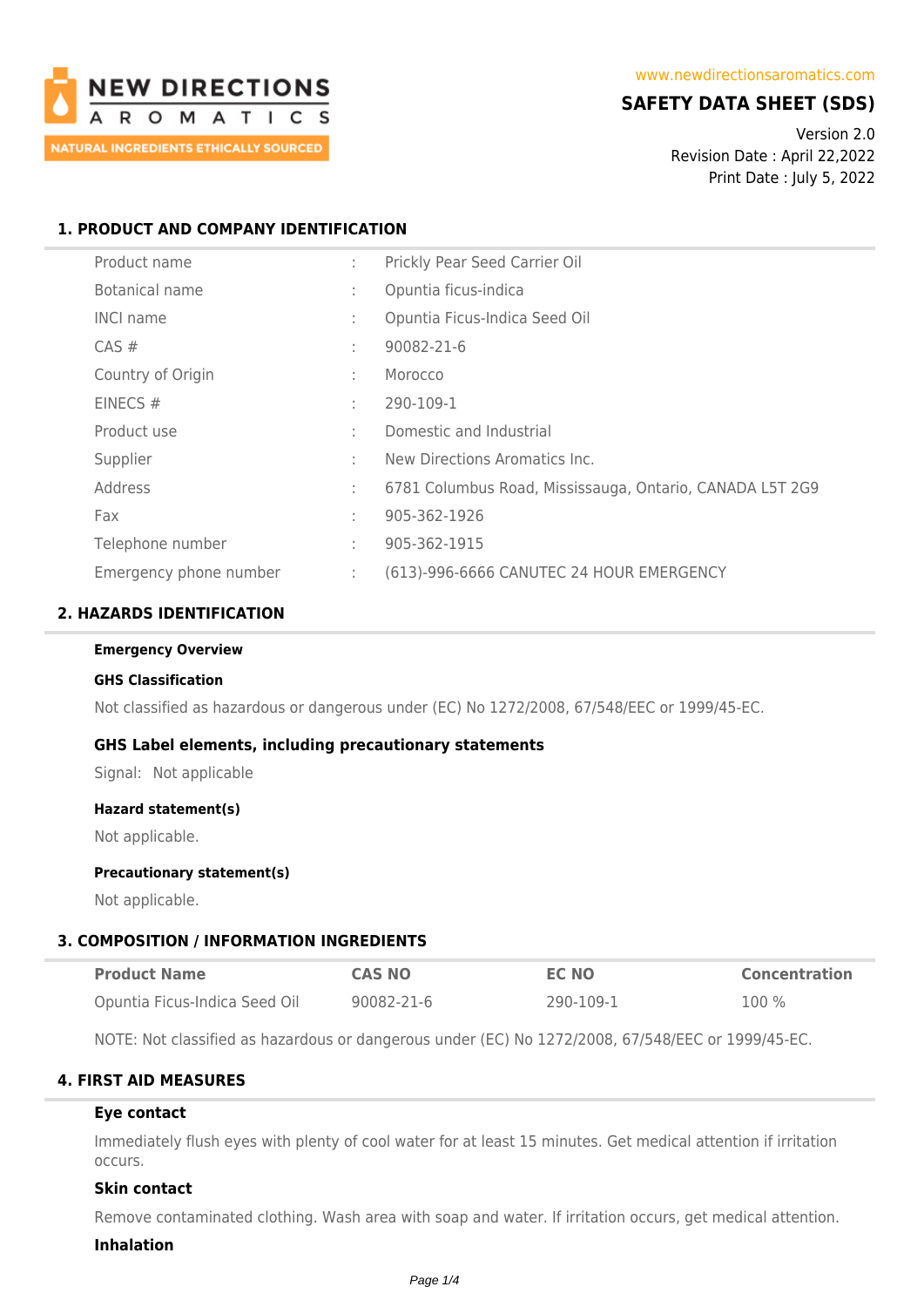NEW DIRECTIONS AROMATICS
NATURAL INGREDIENTS ETHICALLY SOURCED

www.newdirectionsaromatics.com

# SAFETY DATA SHEET (SDS)

Version 2.0
Revision Date : April 22,2022
Print Date : July 5, 2022

## 1. PRODUCT AND COMPANY IDENTIFICATION

| | | |
|---|---|---|
| Product name | : | Prickly Pear Seed Carrier Oil |
| Botanical name | : | Opuntia ficus-indica |
| INCI name | : | Opuntia Ficus-Indica Seed Oil |
| CAS # | : | 90082-21-6 |
| Country of Origin | : | Morocco |
| EINECS # | : | 290-109-1 |
| Product use | : | Domestic and Industrial |
| Supplier | : | New Directions Aromatics Inc. |
| Address | : | 6781 Columbus Road, Mississauga, Ontario, CANADA L5T 2G9 |
| Fax | : | 905-362-1926 |
| Telephone number | : | 905-362-1915 |
| Emergency phone number | : | (613)-996-6666 CANUTEC 24 HOUR EMERGENCY |

## 2. HAZARDS IDENTIFICATION

**Emergency Overview**

**GHS Classification**

Not classified as hazardous or dangerous under (EC) No 1272/2008, 67/548/EEC or 1999/45-EC.

### GHS Label elements, including precautionary statements

Signal: Not applicable

**Hazard statement(s)**

Not applicable.

**Precautionary statement(s)**

Not applicable.

## 3. COMPOSITION / INFORMATION INGREDIENTS

| Product Name | CAS NO | EC NO | Concentration |
|---|---|---|---|
| Opuntia Ficus-Indica Seed Oil | 90082-21-6 | 290-109-1 | 100 % |

NOTE: Not classified as hazardous or dangerous under (EC) No 1272/2008, 67/548/EEC or 1999/45-EC.

## 4. FIRST AID MEASURES

### Eye contact

Immediately flush eyes with plenty of cool water for at least 15 minutes. Get medical attention if irritation occurs.

### Skin contact

Remove contaminated clothing. Wash area with soap and water. If irritation occurs, get medical attention.

### Inhalation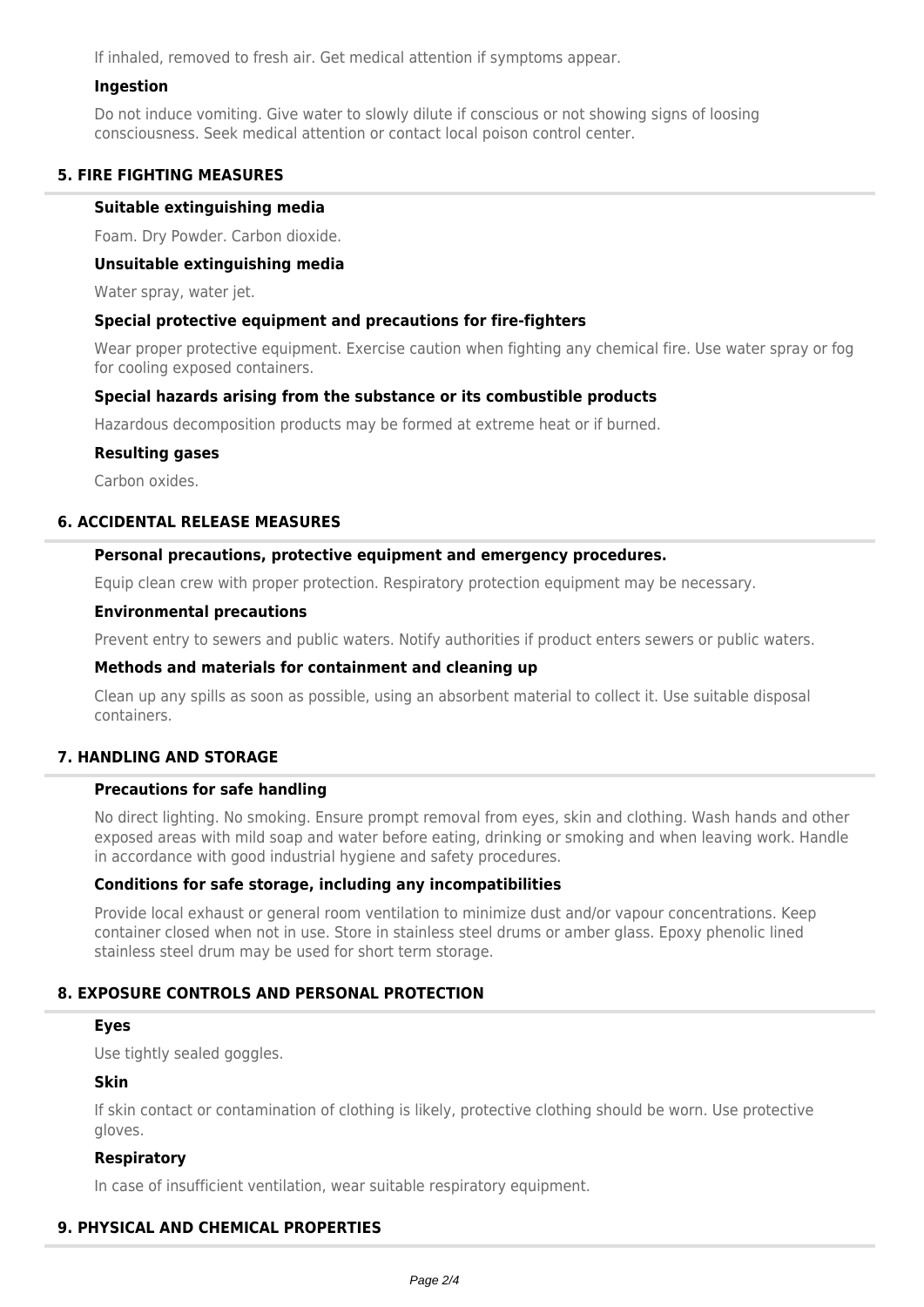If inhaled, removed to fresh air. Get medical attention if symptoms appear.

### Ingestion

Do not induce vomiting. Give water to slowly dilute if conscious or not showing signs of loosing consciousness. Seek medical attention or contact local poison control center.

## 5. FIRE FIGHTING MEASURES

### Suitable extinguishing media

Foam. Dry Powder. Carbon dioxide.

### Unsuitable extinguishing media

Water spray, water jet.

### Special protective equipment and precautions for fire-fighters

Wear proper protective equipment. Exercise caution when fighting any chemical fire. Use water spray or fog for cooling exposed containers.

### Special hazards arising from the substance or its combustible products

Hazardous decomposition products may be formed at extreme heat or if burned.

### Resulting gases

Carbon oxides.

## 6. ACCIDENTAL RELEASE MEASURES

### Personal precautions, protective equipment and emergency procedures.

Equip clean crew with proper protection. Respiratory protection equipment may be necessary.

### Environmental precautions

Prevent entry to sewers and public waters. Notify authorities if product enters sewers or public waters.

### Methods and materials for containment and cleaning up

Clean up any spills as soon as possible, using an absorbent material to collect it. Use suitable disposal containers.

## 7. HANDLING AND STORAGE

### Precautions for safe handling

No direct lighting. No smoking. Ensure prompt removal from eyes, skin and clothing. Wash hands and other exposed areas with mild soap and water before eating, drinking or smoking and when leaving work. Handle in accordance with good industrial hygiene and safety procedures.

### Conditions for safe storage, including any incompatibilities

Provide local exhaust or general room ventilation to minimize dust and/or vapour concentrations. Keep container closed when not in use. Store in stainless steel drums or amber glass. Epoxy phenolic lined stainless steel drum may be used for short term storage.

## 8. EXPOSURE CONTROLS AND PERSONAL PROTECTION

### Eyes

Use tightly sealed goggles.

### Skin

If skin contact or contamination of clothing is likely, protective clothing should be worn. Use protective gloves.

### Respiratory

In case of insufficient ventilation, wear suitable respiratory equipment.

## 9. PHYSICAL AND CHEMICAL PROPERTIES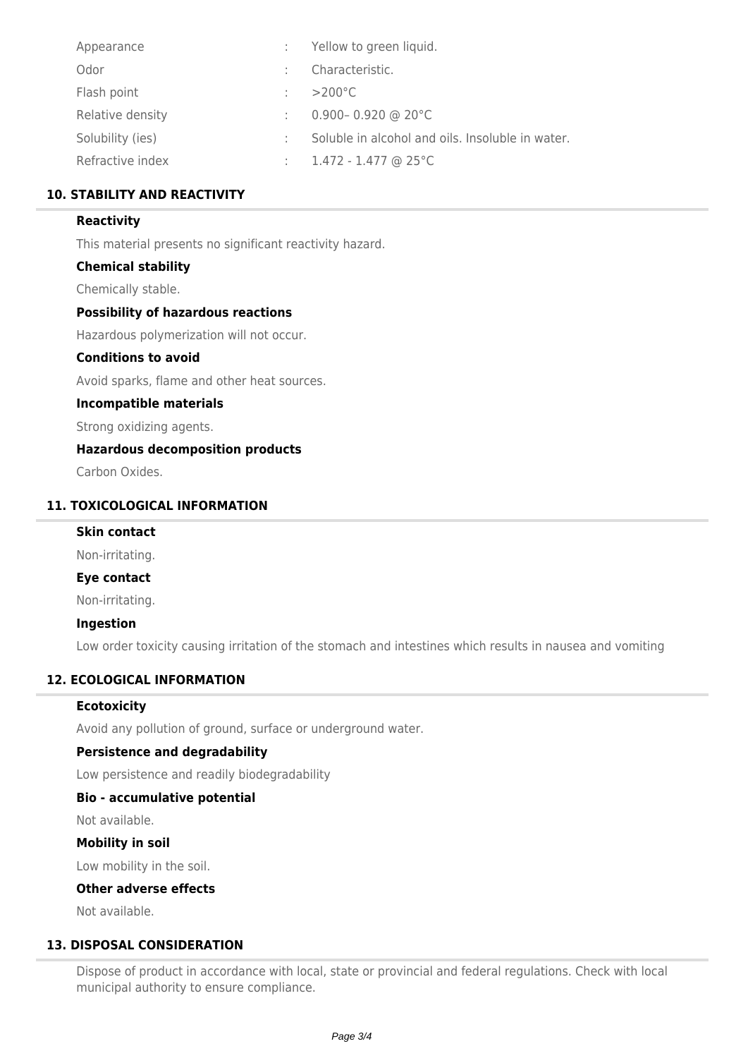| | | |
|---|---|---|
| Appearance | : | Yellow to green liquid. |
| Odor | : | Characteristic. |
| Flash point | : | >200°C |
| Relative density | : | 0.900– 0.920 @ 20°C |
| Solubility (ies) | : | Soluble in alcohol and oils. Insoluble in water. |
| Refractive index | : | 1.472 - 1.477 @ 25°C |

## 10. STABILITY AND REACTIVITY

**Reactivity**

This material presents no significant reactivity hazard.

**Chemical stability**

Chemically stable.

**Possibility of hazardous reactions**

Hazardous polymerization will not occur.

**Conditions to avoid**

Avoid sparks, flame and other heat sources.

**Incompatible materials**

Strong oxidizing agents.

**Hazardous decomposition products**

Carbon Oxides.

## 11. TOXICOLOGICAL INFORMATION

**Skin contact**

Non-irritating.

**Eye contact**

Non-irritating.

**Ingestion**

Low order toxicity causing irritation of the stomach and intestines which results in nausea and vomiting

## 12. ECOLOGICAL INFORMATION

**Ecotoxicity**

Avoid any pollution of ground, surface or underground water.

**Persistence and degradability**

Low persistence and readily biodegradability

**Bio - accumulative potential**

Not available.

**Mobility in soil**

Low mobility in the soil.

**Other adverse effects**

Not available.

## 13. DISPOSAL CONSIDERATION

Dispose of product in accordance with local, state or provincial and federal regulations. Check with local municipal authority to ensure compliance.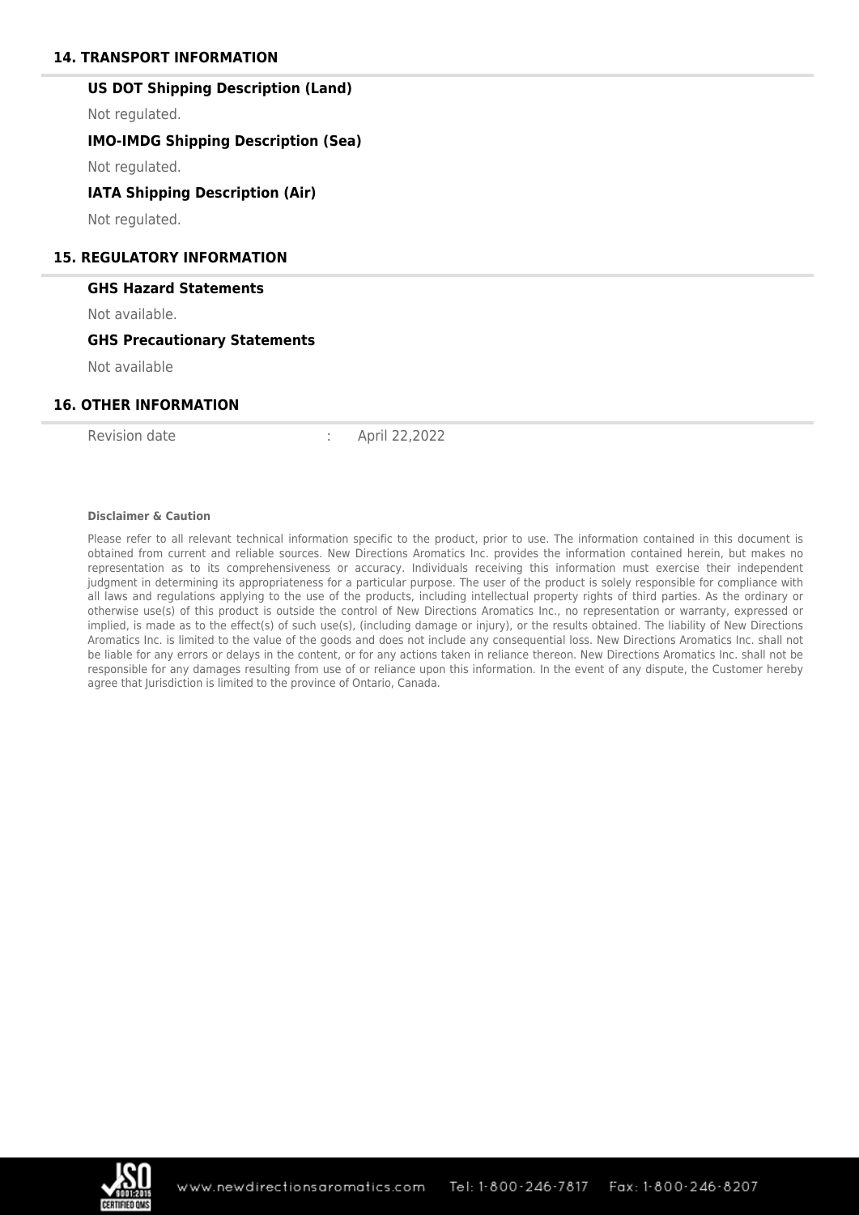## 14. TRANSPORT INFORMATION

### US DOT Shipping Description (Land)

Not regulated.

### IMO-IMDG Shipping Description (Sea)

Not regulated.

### IATA Shipping Description (Air)

Not regulated.

## 15. REGULATORY INFORMATION

### GHS Hazard Statements

Not available.

### GHS Precautionary Statements

Not available

## 16. OTHER INFORMATION

Revision date : April 22,2022

**Disclaimer & Caution**

Please refer to all relevant technical information specific to the product, prior to use. The information contained in this document is obtained from current and reliable sources. New Directions Aromatics Inc. provides the information contained herein, but makes no representation as to its comprehensiveness or accuracy. Individuals receiving this information must exercise their independent judgment in determining its appropriateness for a particular purpose. The user of the product is solely responsible for compliance with all laws and regulations applying to the use of the products, including intellectual property rights of third parties. As the ordinary or otherwise use(s) of this product is outside the control of New Directions Aromatics Inc., no representation or warranty, expressed or implied, is made as to the effect(s) of such use(s), (including damage or injury), or the results obtained. The liability of New Directions Aromatics Inc. is limited to the value of the goods and does not include any consequential loss. New Directions Aromatics Inc. shall not be liable for any errors or delays in the content, or for any actions taken in reliance thereon. New Directions Aromatics Inc. shall not be responsible for any damages resulting from use of or reliance upon this information. In the event of any dispute, the Customer hereby agree that Jurisdiction is limited to the province of Ontario, Canada.